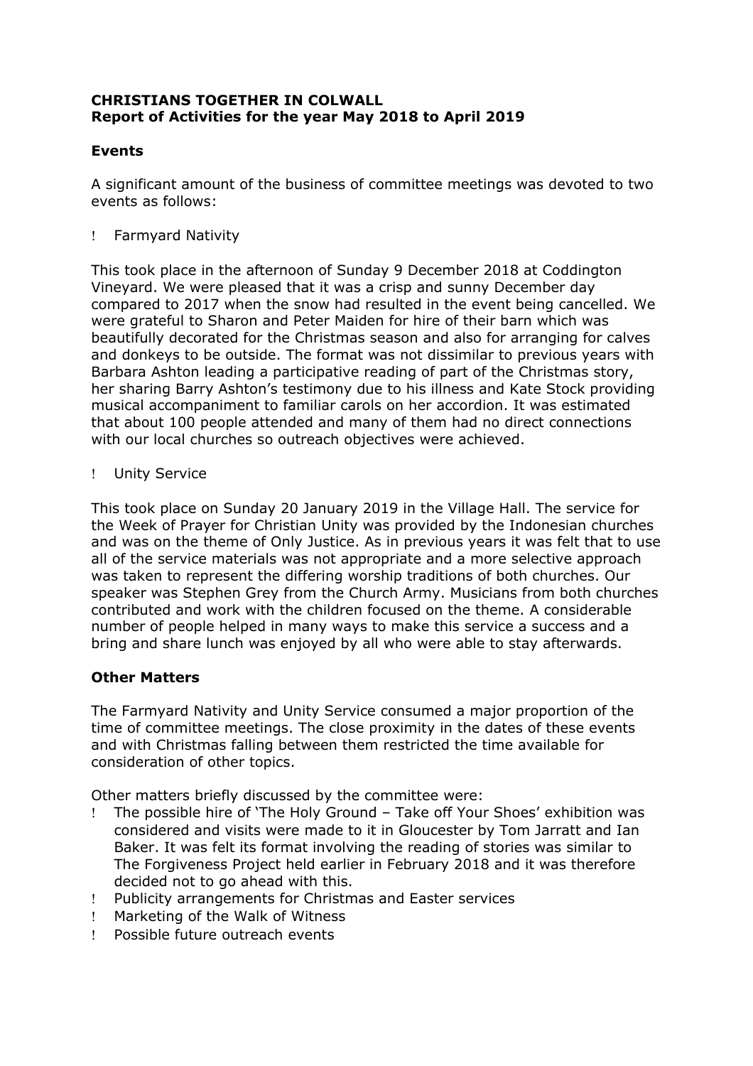**CHRISTIANS TOGETHER IN COLWALL**
**Report of Activities for the year May 2018 to April 2019**

## Events

A significant amount of the business of committee meetings was devoted to two events as follows:

- Farmyard Nativity

This took place in the afternoon of Sunday 9 December 2018 at Coddington Vineyard. We were pleased that it was a crisp and sunny December day compared to 2017 when the snow had resulted in the event being cancelled. We were grateful to Sharon and Peter Maiden for hire of their barn which was beautifully decorated for the Christmas season and also for arranging for calves and donkeys to be outside. The format was not dissimilar to previous years with Barbara Ashton leading a participative reading of part of the Christmas story, her sharing Barry Ashton's testimony due to his illness and Kate Stock providing musical accompaniment to familiar carols on her accordion. It was estimated that about 100 people attended and many of them had no direct connections with our local churches so outreach objectives were achieved.

- Unity Service

This took place on Sunday 20 January 2019 in the Village Hall. The service for the Week of Prayer for Christian Unity was provided by the Indonesian churches and was on the theme of Only Justice. As in previous years it was felt that to use all of the service materials was not appropriate and a more selective approach was taken to represent the differing worship traditions of both churches. Our speaker was Stephen Grey from the Church Army. Musicians from both churches contributed and work with the children focused on the theme. A considerable number of people helped in many ways to make this service a success and a bring and share lunch was enjoyed by all who were able to stay afterwards.

## Other Matters

The Farmyard Nativity and Unity Service consumed a major proportion of the time of committee meetings. The close proximity in the dates of these events and with Christmas falling between them restricted the time available for consideration of other topics.

Other matters briefly discussed by the committee were:

- The possible hire of 'The Holy Ground – Take off Your Shoes' exhibition was considered and visits were made to it in Gloucester by Tom Jarratt and Ian Baker. It was felt its format involving the reading of stories was similar to The Forgiveness Project held earlier in February 2018 and it was therefore decided not to go ahead with this.
- Publicity arrangements for Christmas and Easter services
- Marketing of the Walk of Witness
- Possible future outreach events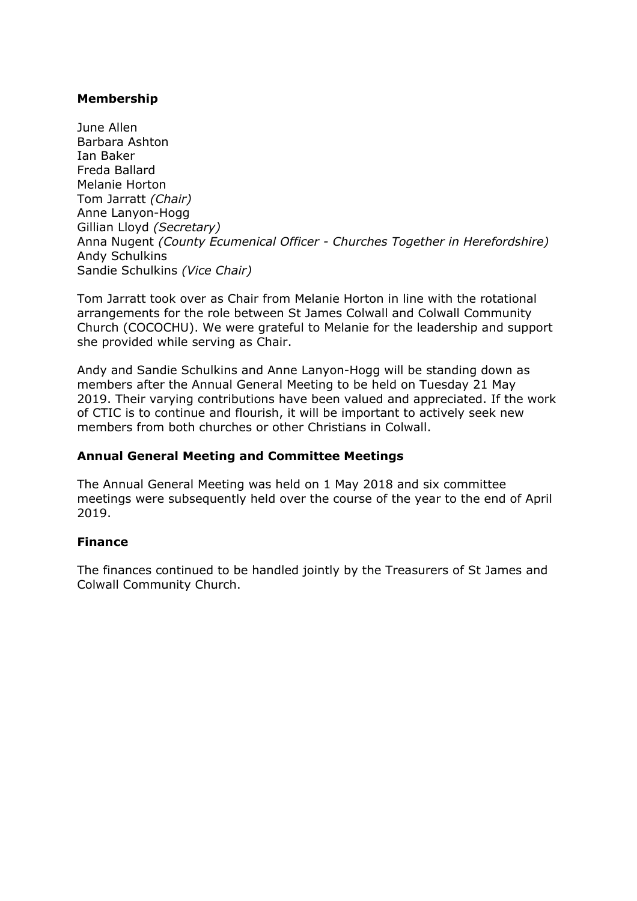**Membership**

June Allen
Barbara Ashton
Ian Baker
Freda Ballard
Melanie Horton
Tom Jarratt *(Chair)*
Anne Lanyon-Hogg
Gillian Lloyd *(Secretary)*
Anna Nugent *(County Ecumenical Officer - Churches Together in Herefordshire)*
Andy Schulkins
Sandie Schulkins *(Vice Chair)*

Tom Jarratt took over as Chair from Melanie Horton in line with the rotational arrangements for the role between St James Colwall and Colwall Community Church (COCOCHU). We were grateful to Melanie for the leadership and support she provided while serving as Chair.

Andy and Sandie Schulkins and Anne Lanyon-Hogg will be standing down as members after the Annual General Meeting to be held on Tuesday 21 May 2019. Their varying contributions have been valued and appreciated. If the work of CTIC is to continue and flourish, it will be important to actively seek new members from both churches or other Christians in Colwall.

**Annual General Meeting and Committee Meetings**

The Annual General Meeting was held on 1 May 2018 and six committee meetings were subsequently held over the course of the year to the end of April 2019.

**Finance**

The finances continued to be handled jointly by the Treasurers of St James and Colwall Community Church.